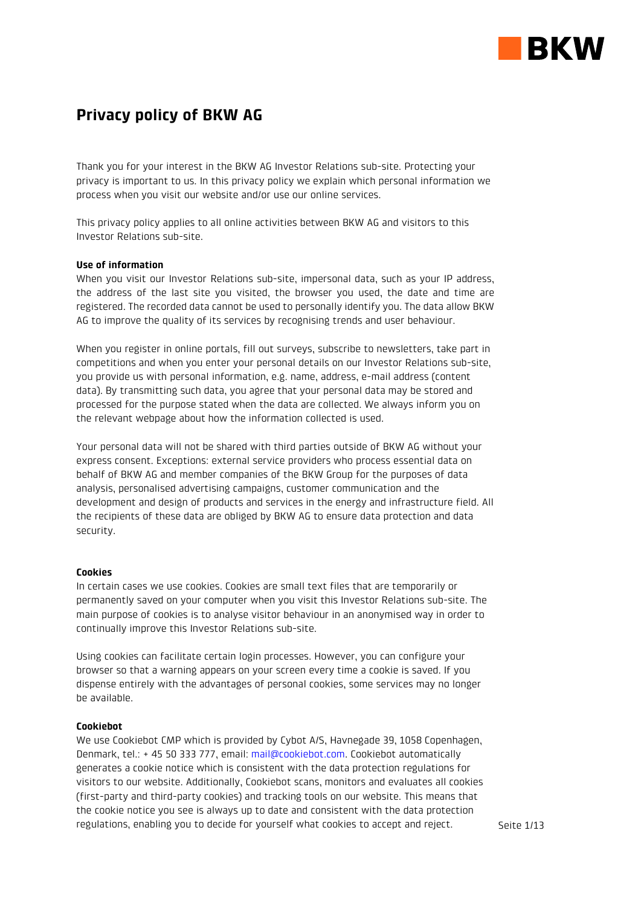# Privacy policy of BKW AG

Thank you for your interest in the BKW AG Investor Relations sub-site. Protecting your privacy is important to us. In this privacy policy we explain which personal information we process when you visit our website and/or use our online services.

This privacy policy applies to all online activities between BKW AG and visitors to this Investor Relations sub-site.

**Use of information**

When you visit our Investor Relations sub-site, impersonal data, such as your IP address, the address of the last site you visited, the browser you used, the date and time are registered. The recorded data cannot be used to personally identify you. The data allow BKW AG to improve the quality of its services by recognising trends and user behaviour.

When you register in online portals, fill out surveys, subscribe to newsletters, take part in competitions and when you enter your personal details on our Investor Relations sub-site, you provide us with personal information, e.g. name, address, e-mail address (content data). By transmitting such data, you agree that your personal data may be stored and processed for the purpose stated when the data are collected. We always inform you on the relevant webpage about how the information collected is used.

Your personal data will not be shared with third parties outside of BKW AG without your express consent. Exceptions: external service providers who process essential data on behalf of BKW AG and member companies of the BKW Group for the purposes of data analysis, personalised advertising campaigns, customer communication and the development and design of products and services in the energy and infrastructure field. All the recipients of these data are obliged by BKW AG to ensure data protection and data security.

**Cookies**

In certain cases we use cookies. Cookies are small text files that are temporarily or permanently saved on your computer when you visit this Investor Relations sub-site. The main purpose of cookies is to analyse visitor behaviour in an anonymised way in order to continually improve this Investor Relations sub-site.

Using cookies can facilitate certain login processes. However, you can configure your browser so that a warning appears on your screen every time a cookie is saved. If you dispense entirely with the advantages of personal cookies, some services may no longer be available.

**Cookiebot**

We use Cookiebot CMP which is provided by Cybot A/S, Havnegade 39, 1058 Copenhagen, Denmark, tel.: + 45 50 333 777, email: mail@cookiebot.com. Cookiebot automatically generates a cookie notice which is consistent with the data protection regulations for visitors to our website. Additionally, Cookiebot scans, monitors and evaluates all cookies (first-party and third-party cookies) and tracking tools on our website. This means that the cookie notice you see is always up to date and consistent with the data protection regulations, enabling you to decide for yourself what cookies to accept and reject.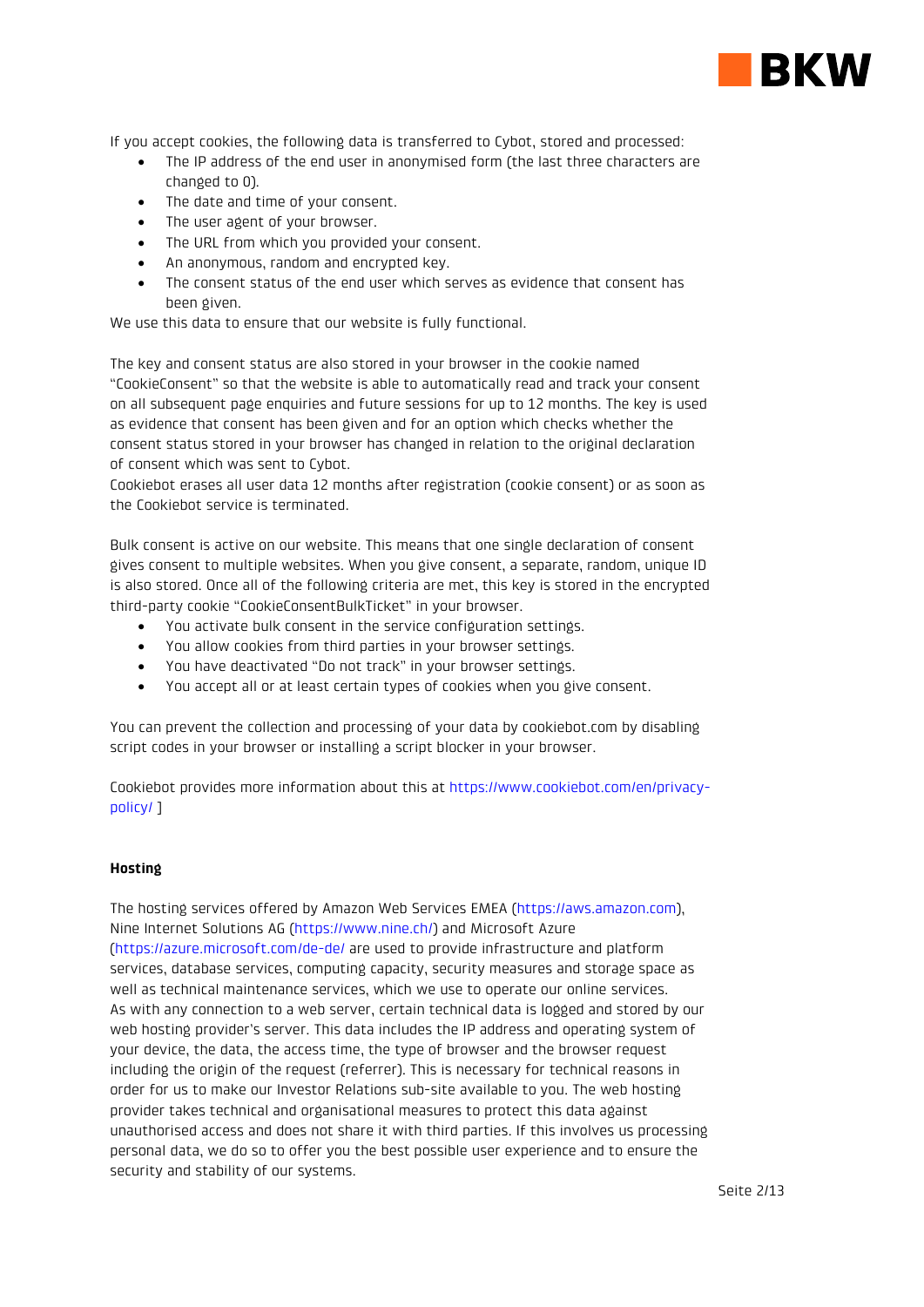If you accept cookies, the following data is transferred to Cybot, stored and processed:

- The IP address of the end user in anonymised form (the last three characters are changed to 0).
- The date and time of your consent.
- The user agent of your browser.
- The URL from which you provided your consent.
- An anonymous, random and encrypted key.
- The consent status of the end user which serves as evidence that consent has been given.

We use this data to ensure that our website is fully functional.

The key and consent status are also stored in your browser in the cookie named "CookieConsent" so that the website is able to automatically read and track your consent on all subsequent page enquiries and future sessions for up to 12 months. The key is used as evidence that consent has been given and for an option which checks whether the consent status stored in your browser has changed in relation to the original declaration of consent which was sent to Cybot.
Cookiebot erases all user data 12 months after registration (cookie consent) or as soon as the Cookiebot service is terminated.

Bulk consent is active on our website. This means that one single declaration of consent gives consent to multiple websites. When you give consent, a separate, random, unique ID is also stored. Once all of the following criteria are met, this key is stored in the encrypted third-party cookie "CookieConsentBulkTicket" in your browser.

- You activate bulk consent in the service configuration settings.
- You allow cookies from third parties in your browser settings.
- You have deactivated "Do not track" in your browser settings.
- You accept all or at least certain types of cookies when you give consent.

You can prevent the collection and processing of your data by cookiebot.com by disabling script codes in your browser or installing a script blocker in your browser.

Cookiebot provides more information about this at https://www.cookiebot.com/en/privacy-policy/ ]

**Hosting**

The hosting services offered by Amazon Web Services EMEA (https://aws.amazon.com), Nine Internet Solutions AG (https://www.nine.ch/) and Microsoft Azure (https://azure.microsoft.com/de-de/ are used to provide infrastructure and platform services, database services, computing capacity, security measures and storage space as well as technical maintenance services, which we use to operate our online services.
As with any connection to a web server, certain technical data is logged and stored by our web hosting provider's server. This data includes the IP address and operating system of your device, the data, the access time, the type of browser and the browser request including the origin of the request (referrer). This is necessary for technical reasons in order for us to make our Investor Relations sub-site available to you. The web hosting provider takes technical and organisational measures to protect this data against unauthorised access and does not share it with third parties. If this involves us processing personal data, we do so to offer you the best possible user experience and to ensure the security and stability of our systems.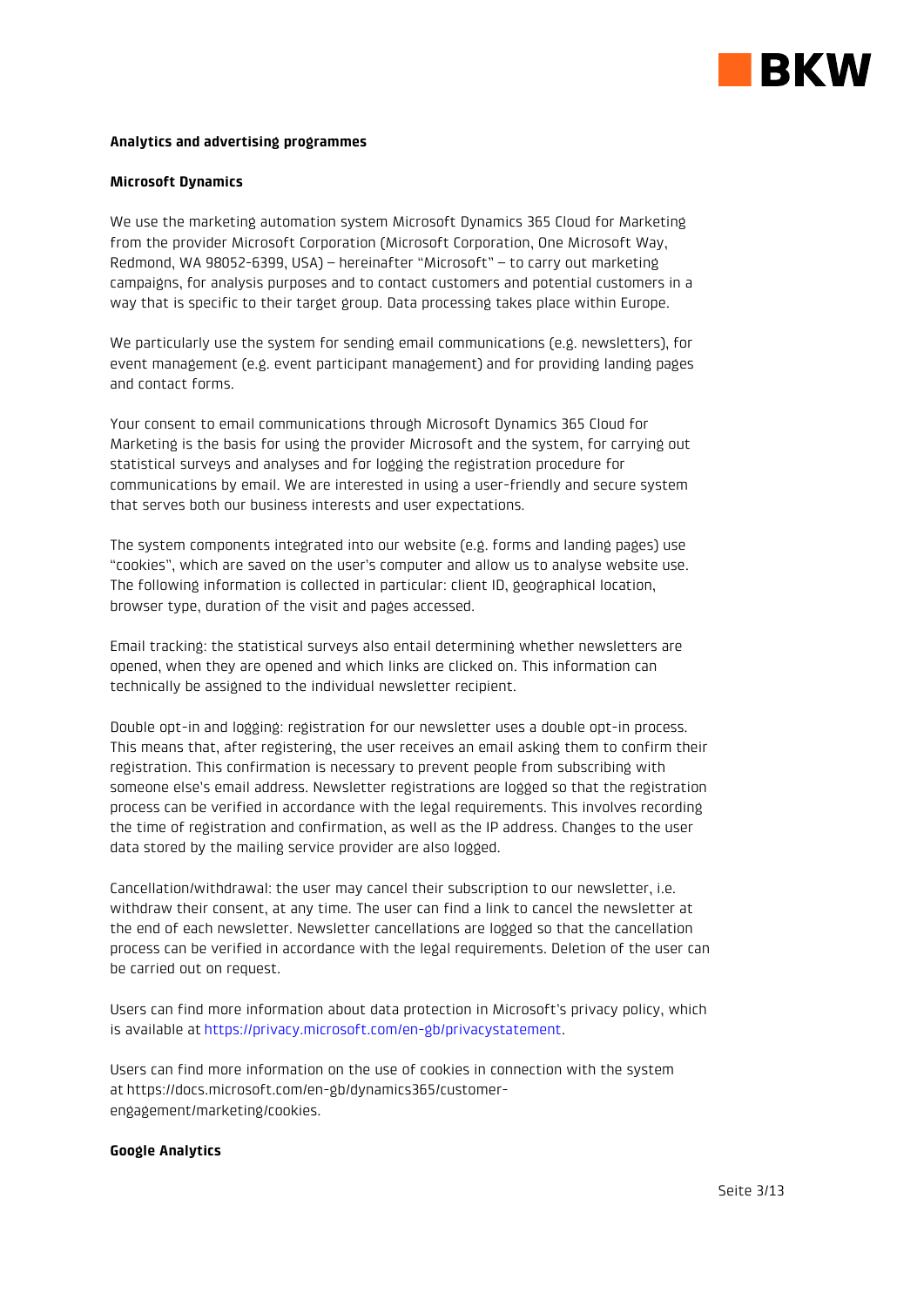## Analytics and advertising programmes

### Microsoft Dynamics

We use the marketing automation system Microsoft Dynamics 365 Cloud for Marketing from the provider Microsoft Corporation (Microsoft Corporation, One Microsoft Way, Redmond, WA 98052-6399, USA) – hereinafter "Microsoft" – to carry out marketing campaigns, for analysis purposes and to contact customers and potential customers in a way that is specific to their target group. Data processing takes place within Europe.

We particularly use the system for sending email communications (e.g. newsletters), for event management (e.g. event participant management) and for providing landing pages and contact forms.

Your consent to email communications through Microsoft Dynamics 365 Cloud for Marketing is the basis for using the provider Microsoft and the system, for carrying out statistical surveys and analyses and for logging the registration procedure for communications by email. We are interested in using a user-friendly and secure system that serves both our business interests and user expectations.

The system components integrated into our website (e.g. forms and landing pages) use "cookies", which are saved on the user's computer and allow us to analyse website use. The following information is collected in particular: client ID, geographical location, browser type, duration of the visit and pages accessed.

Email tracking: the statistical surveys also entail determining whether newsletters are opened, when they are opened and which links are clicked on. This information can technically be assigned to the individual newsletter recipient.

Double opt-in and logging: registration for our newsletter uses a double opt-in process. This means that, after registering, the user receives an email asking them to confirm their registration. This confirmation is necessary to prevent people from subscribing with someone else's email address. Newsletter registrations are logged so that the registration process can be verified in accordance with the legal requirements. This involves recording the time of registration and confirmation, as well as the IP address. Changes to the user data stored by the mailing service provider are also logged.

Cancellation/withdrawal: the user may cancel their subscription to our newsletter, i.e. withdraw their consent, at any time. The user can find a link to cancel the newsletter at the end of each newsletter. Newsletter cancellations are logged so that the cancellation process can be verified in accordance with the legal requirements. Deletion of the user can be carried out on request.

Users can find more information about data protection in Microsoft's privacy policy, which is available at https://privacy.microsoft.com/en-gb/privacystatement.

Users can find more information on the use of cookies in connection with the system at https://docs.microsoft.com/en-gb/dynamics365/customer-engagement/marketing/cookies.

### Google Analytics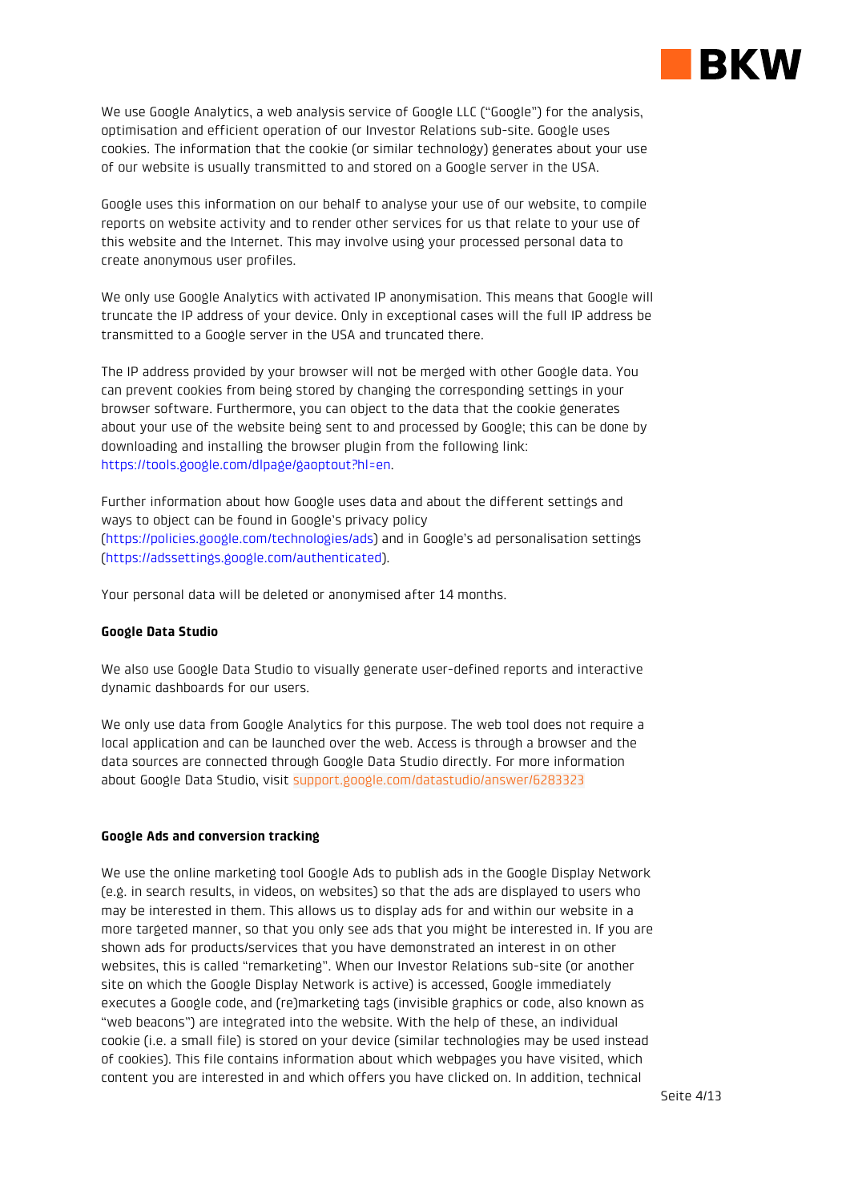We use Google Analytics, a web analysis service of Google LLC ("Google") for the analysis, optimisation and efficient operation of our Investor Relations sub-site. Google uses cookies. The information that the cookie (or similar technology) generates about your use of our website is usually transmitted to and stored on a Google server in the USA.

Google uses this information on our behalf to analyse your use of our website, to compile reports on website activity and to render other services for us that relate to your use of this website and the Internet. This may involve using your processed personal data to create anonymous user profiles.

We only use Google Analytics with activated IP anonymisation. This means that Google will truncate the IP address of your device. Only in exceptional cases will the full IP address be transmitted to a Google server in the USA and truncated there.

The IP address provided by your browser will not be merged with other Google data. You can prevent cookies from being stored by changing the corresponding settings in your browser software. Furthermore, you can object to the data that the cookie generates about your use of the website being sent to and processed by Google; this can be done by downloading and installing the browser plugin from the following link: https://tools.google.com/dlpage/gaoptout?hl=en.

Further information about how Google uses data and about the different settings and ways to object can be found in Google's privacy policy (https://policies.google.com/technologies/ads) and in Google's ad personalisation settings (https://adssettings.google.com/authenticated).

Your personal data will be deleted or anonymised after 14 months.

**Google Data Studio**

We also use Google Data Studio to visually generate user-defined reports and interactive dynamic dashboards for our users.

We only use data from Google Analytics for this purpose. The web tool does not require a local application and can be launched over the web. Access is through a browser and the data sources are connected through Google Data Studio directly. For more information about Google Data Studio, visit support.google.com/datastudio/answer/6283323

**Google Ads and conversion tracking**

We use the online marketing tool Google Ads to publish ads in the Google Display Network (e.g. in search results, in videos, on websites) so that the ads are displayed to users who may be interested in them. This allows us to display ads for and within our website in a more targeted manner, so that you only see ads that you might be interested in. If you are shown ads for products/services that you have demonstrated an interest in on other websites, this is called "remarketing". When our Investor Relations sub-site (or another site on which the Google Display Network is active) is accessed, Google immediately executes a Google code, and (re)marketing tags (invisible graphics or code, also known as "web beacons") are integrated into the website. With the help of these, an individual cookie (i.e. a small file) is stored on your device (similar technologies may be used instead of cookies). This file contains information about which webpages you have visited, which content you are interested in and which offers you have clicked on. In addition, technical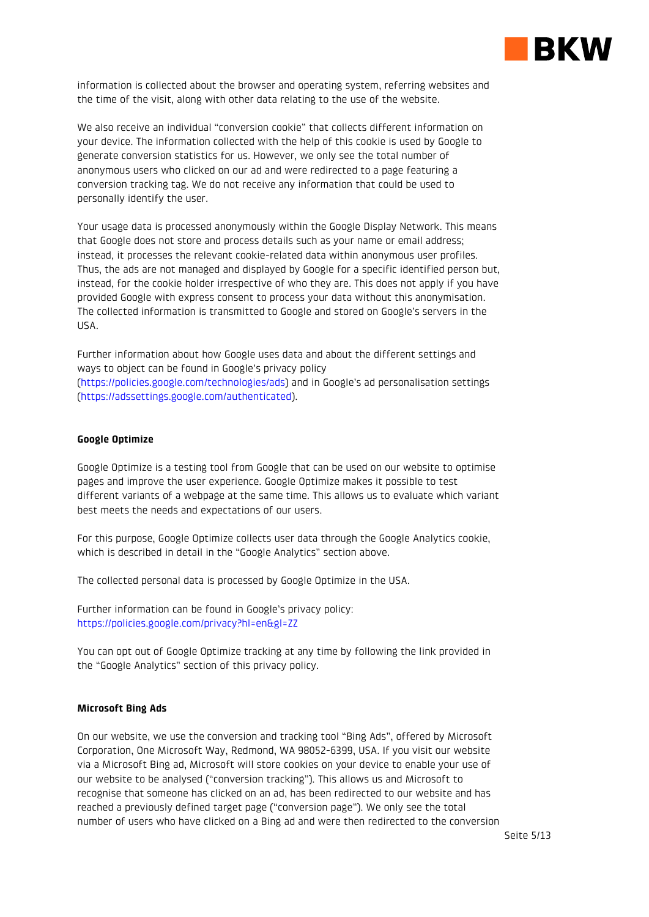information is collected about the browser and operating system, referring websites and the time of the visit, along with other data relating to the use of the website.

We also receive an individual "conversion cookie" that collects different information on your device. The information collected with the help of this cookie is used by Google to generate conversion statistics for us. However, we only see the total number of anonymous users who clicked on our ad and were redirected to a page featuring a conversion tracking tag. We do not receive any information that could be used to personally identify the user.

Your usage data is processed anonymously within the Google Display Network. This means that Google does not store and process details such as your name or email address; instead, it processes the relevant cookie-related data within anonymous user profiles. Thus, the ads are not managed and displayed by Google for a specific identified person but, instead, for the cookie holder irrespective of who they are. This does not apply if you have provided Google with express consent to process your data without this anonymisation. The collected information is transmitted to Google and stored on Google's servers in the USA.

Further information about how Google uses data and about the different settings and ways to object can be found in Google's privacy policy (https://policies.google.com/technologies/ads) and in Google's ad personalisation settings (https://adssettings.google.com/authenticated).

**Google Optimize**

Google Optimize is a testing tool from Google that can be used on our website to optimise pages and improve the user experience. Google Optimize makes it possible to test different variants of a webpage at the same time. This allows us to evaluate which variant best meets the needs and expectations of our users.

For this purpose, Google Optimize collects user data through the Google Analytics cookie, which is described in detail in the "Google Analytics" section above.

The collected personal data is processed by Google Optimize in the USA.

Further information can be found in Google's privacy policy:
https://policies.google.com/privacy?hl=en&gl=ZZ

You can opt out of Google Optimize tracking at any time by following the link provided in the "Google Analytics" section of this privacy policy.

**Microsoft Bing Ads**

On our website, we use the conversion and tracking tool "Bing Ads", offered by Microsoft Corporation, One Microsoft Way, Redmond, WA 98052-6399, USA. If you visit our website via a Microsoft Bing ad, Microsoft will store cookies on your device to enable your use of our website to be analysed ("conversion tracking"). This allows us and Microsoft to recognise that someone has clicked on an ad, has been redirected to our website and has reached a previously defined target page ("conversion page"). We only see the total number of users who have clicked on a Bing ad and were then redirected to the conversion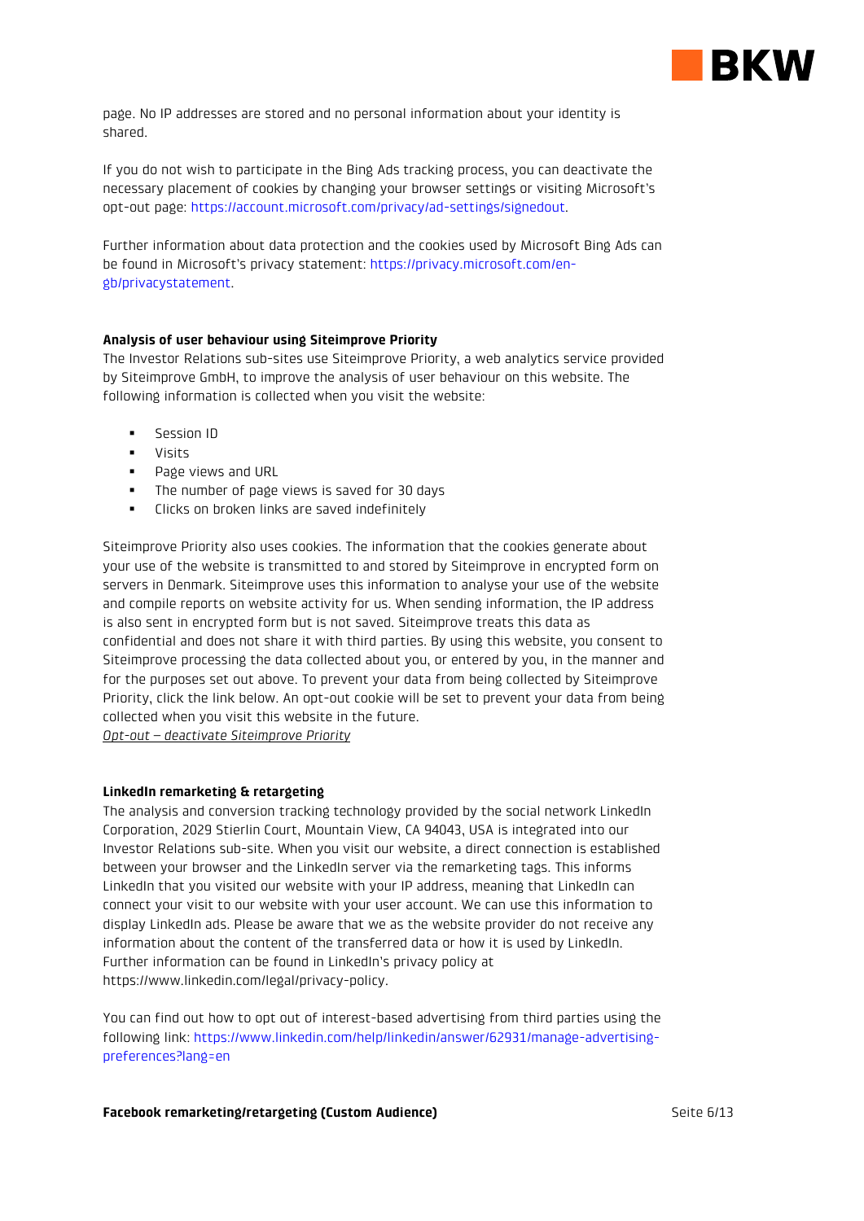page. No IP addresses are stored and no personal information about your identity is shared.

If you do not wish to participate in the Bing Ads tracking process, you can deactivate the necessary placement of cookies by changing your browser settings or visiting Microsoft's opt-out page: https://account.microsoft.com/privacy/ad-settings/signedout.

Further information about data protection and the cookies used by Microsoft Bing Ads can be found in Microsoft's privacy statement: https://privacy.microsoft.com/en-gb/privacystatement.

**Analysis of user behaviour using Siteimprove Priority**

The Investor Relations sub-sites use Siteimprove Priority, a web analytics service provided by Siteimprove GmbH, to improve the analysis of user behaviour on this website. The following information is collected when you visit the website:

- Session ID
- Visits
- Page views and URL
- The number of page views is saved for 30 days
- Clicks on broken links are saved indefinitely

Siteimprove Priority also uses cookies. The information that the cookies generate about your use of the website is transmitted to and stored by Siteimprove in encrypted form on servers in Denmark. Siteimprove uses this information to analyse your use of the website and compile reports on website activity for us. When sending information, the IP address is also sent in encrypted form but is not saved. Siteimprove treats this data as confidential and does not share it with third parties. By using this website, you consent to Siteimprove processing the data collected about you, or entered by you, in the manner and for the purposes set out above. To prevent your data from being collected by Siteimprove Priority, click the link below. An opt-out cookie will be set to prevent your data from being collected when you visit this website in the future.
*Opt-out – deactivate Siteimprove Priority*

**LinkedIn remarketing & retargeting**

The analysis and conversion tracking technology provided by the social network LinkedIn Corporation, 2029 Stierlin Court, Mountain View, CA 94043, USA is integrated into our Investor Relations sub-site. When you visit our website, a direct connection is established between your browser and the LinkedIn server via the remarketing tags. This informs LinkedIn that you visited our website with your IP address, meaning that LinkedIn can connect your visit to our website with your user account. We can use this information to display LinkedIn ads. Please be aware that we as the website provider do not receive any information about the content of the transferred data or how it is used by LinkedIn. Further information can be found in LinkedIn's privacy policy at https://www.linkedin.com/legal/privacy-policy.

You can find out how to opt out of interest-based advertising from third parties using the following link: https://www.linkedin.com/help/linkedin/answer/62931/manage-advertising-preferences?lang=en

**Facebook remarketing/retargeting (Custom Audience)**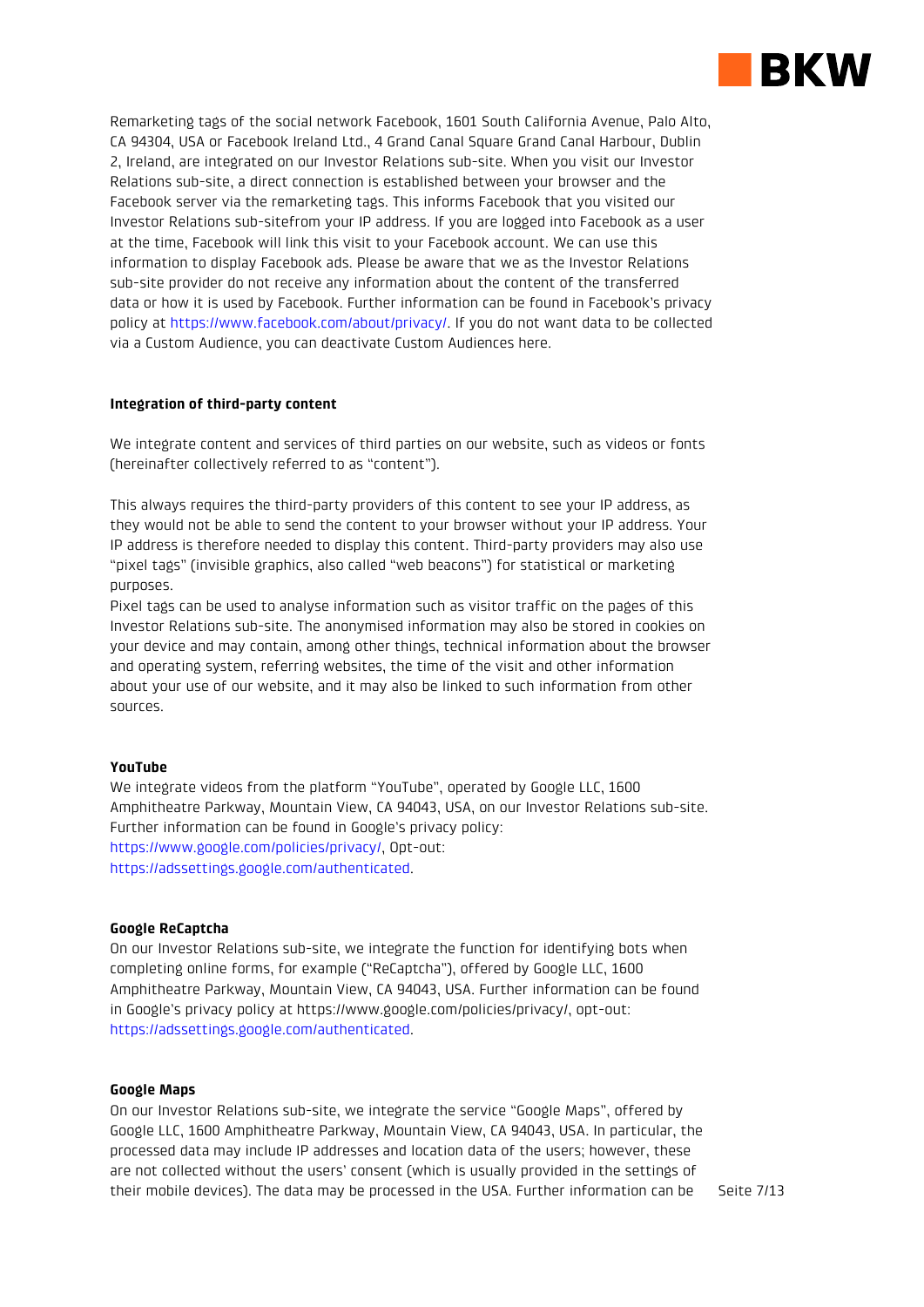Remarketing tags of the social network Facebook, 1601 South California Avenue, Palo Alto, CA 94304, USA or Facebook Ireland Ltd., 4 Grand Canal Square Grand Canal Harbour, Dublin 2, Ireland, are integrated on our Investor Relations sub-site. When you visit our Investor Relations sub-site, a direct connection is established between your browser and the Facebook server via the remarketing tags. This informs Facebook that you visited our Investor Relations sub-sitefrom your IP address. If you are logged into Facebook as a user at the time, Facebook will link this visit to your Facebook account. We can use this information to display Facebook ads. Please be aware that we as the Investor Relations sub-site provider do not receive any information about the content of the transferred data or how it is used by Facebook. Further information can be found in Facebook's privacy policy at https://www.facebook.com/about/privacy/. If you do not want data to be collected via a Custom Audience, you can deactivate Custom Audiences here.

**Integration of third-party content**

We integrate content and services of third parties on our website, such as videos or fonts (hereinafter collectively referred to as "content").

This always requires the third-party providers of this content to see your IP address, as they would not be able to send the content to your browser without your IP address. Your IP address is therefore needed to display this content. Third-party providers may also use "pixel tags" (invisible graphics, also called "web beacons") for statistical or marketing purposes.
Pixel tags can be used to analyse information such as visitor traffic on the pages of this Investor Relations sub-site. The anonymised information may also be stored in cookies on your device and may contain, among other things, technical information about the browser and operating system, referring websites, the time of the visit and other information about your use of our website, and it may also be linked to such information from other sources.

**YouTube**
We integrate videos from the platform "YouTube", operated by Google LLC, 1600 Amphitheatre Parkway, Mountain View, CA 94043, USA, on our Investor Relations sub-site. Further information can be found in Google's privacy policy: https://www.google.com/policies/privacy/, Opt-out: https://adssettings.google.com/authenticated.

**Google ReCaptcha**
On our Investor Relations sub-site, we integrate the function for identifying bots when completing online forms, for example ("ReCaptcha"), offered by Google LLC, 1600 Amphitheatre Parkway, Mountain View, CA 94043, USA. Further information can be found in Google's privacy policy at https://www.google.com/policies/privacy/, opt-out: https://adssettings.google.com/authenticated.

**Google Maps**
On our Investor Relations sub-site, we integrate the service "Google Maps", offered by Google LLC, 1600 Amphitheatre Parkway, Mountain View, CA 94043, USA. In particular, the processed data may include IP addresses and location data of the users; however, these are not collected without the users' consent (which is usually provided in the settings of their mobile devices). The data may be processed in the USA. Further information can be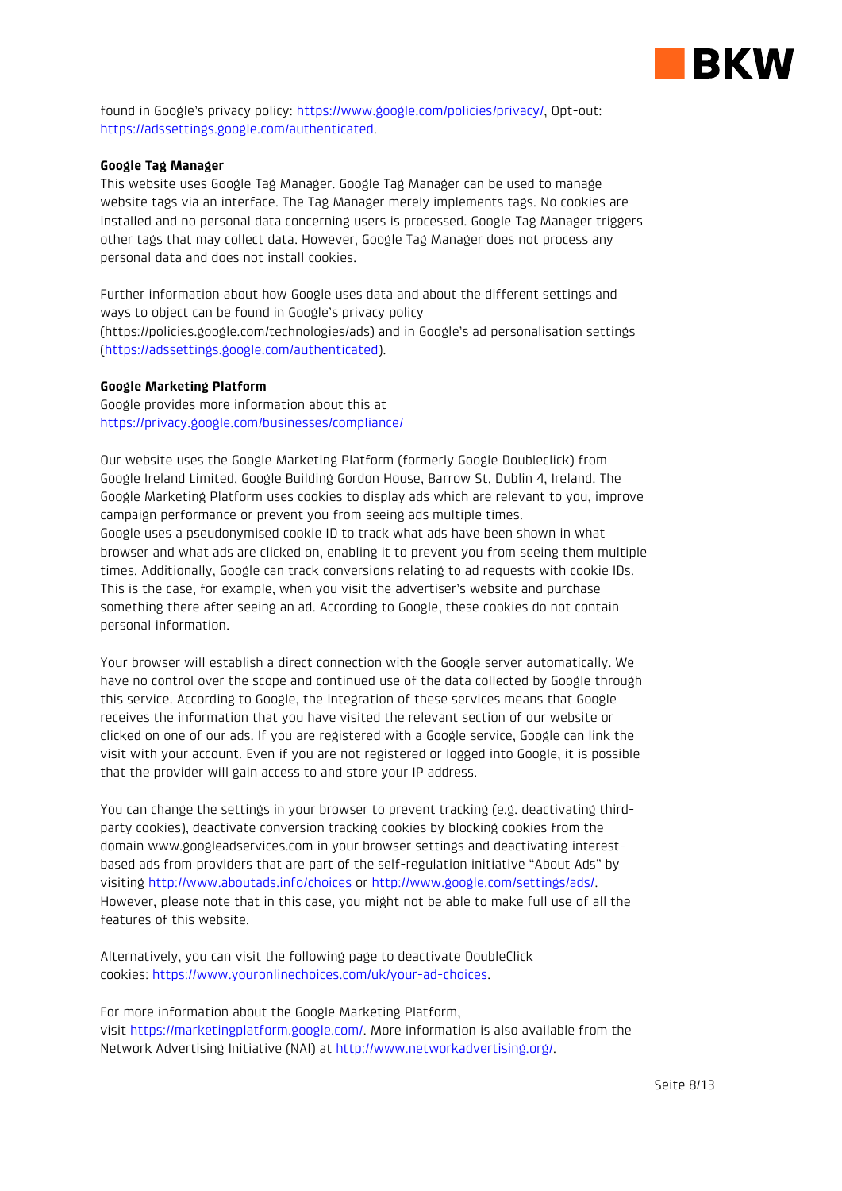found in Google's privacy policy: https://www.google.com/policies/privacy/, Opt-out: https://adssettings.google.com/authenticated.

**Google Tag Manager**

This website uses Google Tag Manager. Google Tag Manager can be used to manage website tags via an interface. The Tag Manager merely implements tags. No cookies are installed and no personal data concerning users is processed. Google Tag Manager triggers other tags that may collect data. However, Google Tag Manager does not process any personal data and does not install cookies.

Further information about how Google uses data and about the different settings and ways to object can be found in Google's privacy policy (https://policies.google.com/technologies/ads) and in Google's ad personalisation settings (https://adssettings.google.com/authenticated).

**Google Marketing Platform**

Google provides more information about this at https://privacy.google.com/businesses/compliance/

Our website uses the Google Marketing Platform (formerly Google Doubleclick) from Google Ireland Limited, Google Building Gordon House, Barrow St, Dublin 4, Ireland. The Google Marketing Platform uses cookies to display ads which are relevant to you, improve campaign performance or prevent you from seeing ads multiple times.
Google uses a pseudonymised cookie ID to track what ads have been shown in what browser and what ads are clicked on, enabling it to prevent you from seeing them multiple times. Additionally, Google can track conversions relating to ad requests with cookie IDs. This is the case, for example, when you visit the advertiser's website and purchase something there after seeing an ad. According to Google, these cookies do not contain personal information.

Your browser will establish a direct connection with the Google server automatically. We have no control over the scope and continued use of the data collected by Google through this service. According to Google, the integration of these services means that Google receives the information that you have visited the relevant section of our website or clicked on one of our ads. If you are registered with a Google service, Google can link the visit with your account. Even if you are not registered or logged into Google, it is possible that the provider will gain access to and store your IP address.

You can change the settings in your browser to prevent tracking (e.g. deactivating third-party cookies), deactivate conversion tracking cookies by blocking cookies from the domain www.googleadservices.com in your browser settings and deactivating interest-based ads from providers that are part of the self-regulation initiative "About Ads" by visiting http://www.aboutads.info/choices or http://www.google.com/settings/ads/. However, please note that in this case, you might not be able to make full use of all the features of this website.

Alternatively, you can visit the following page to deactivate DoubleClick cookies: https://www.youronlinechoices.com/uk/your-ad-choices.

For more information about the Google Marketing Platform, visit https://marketingplatform.google.com/. More information is also available from the Network Advertising Initiative (NAI) at http://www.networkadvertising.org/.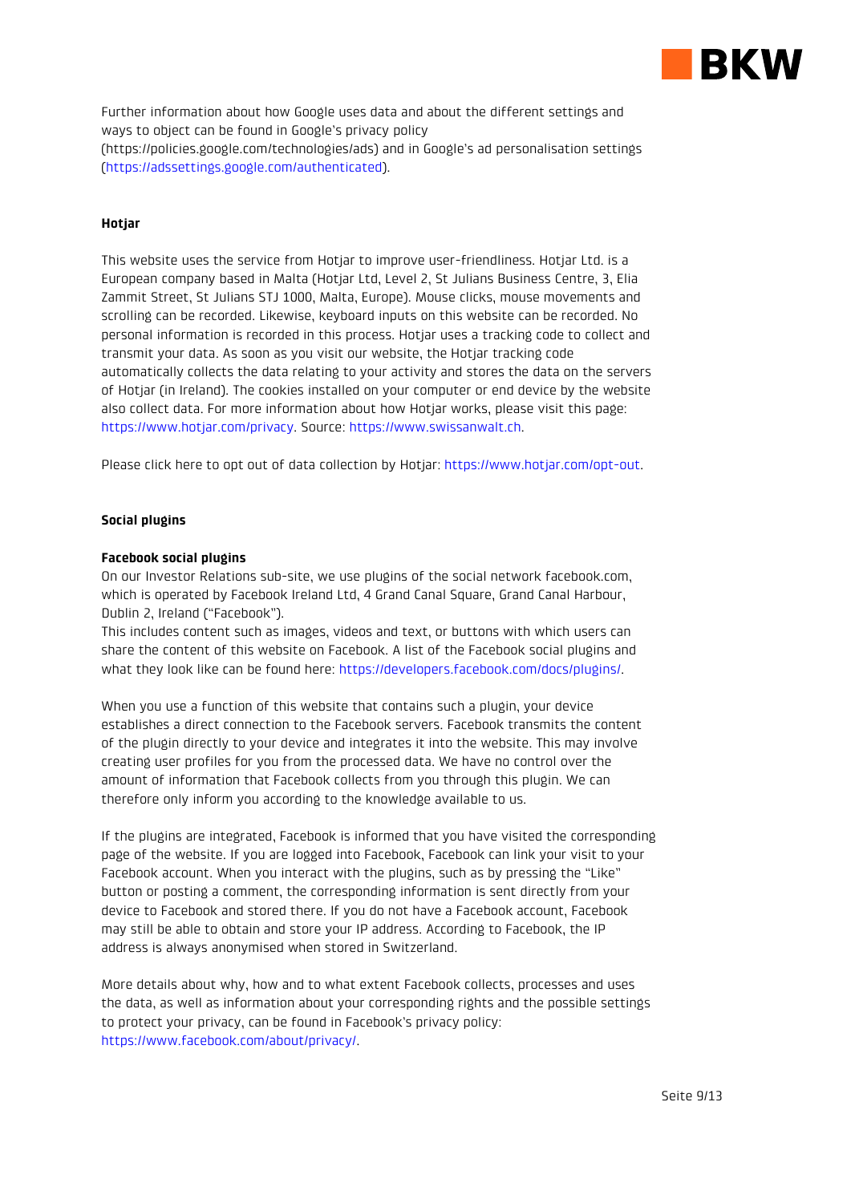Further information about how Google uses data and about the different settings and ways to object can be found in Google's privacy policy (https://policies.google.com/technologies/ads) and in Google's ad personalisation settings (https://adssettings.google.com/authenticated).

**Hotjar**

This website uses the service from Hotjar to improve user-friendliness. Hotjar Ltd. is a European company based in Malta (Hotjar Ltd, Level 2, St Julians Business Centre, 3, Elia Zammit Street, St Julians STJ 1000, Malta, Europe). Mouse clicks, mouse movements and scrolling can be recorded. Likewise, keyboard inputs on this website can be recorded. No personal information is recorded in this process. Hotjar uses a tracking code to collect and transmit your data. As soon as you visit our website, the Hotjar tracking code automatically collects the data relating to your activity and stores the data on the servers of Hotjar (in Ireland). The cookies installed on your computer or end device by the website also collect data. For more information about how Hotjar works, please visit this page: https://www.hotjar.com/privacy. Source: https://www.swissanwalt.ch.

Please click here to opt out of data collection by Hotjar: https://www.hotjar.com/opt-out.

**Social plugins**

**Facebook social plugins**

On our Investor Relations sub-site, we use plugins of the social network facebook.com, which is operated by Facebook Ireland Ltd, 4 Grand Canal Square, Grand Canal Harbour, Dublin 2, Ireland ("Facebook").
This includes content such as images, videos and text, or buttons with which users can share the content of this website on Facebook. A list of the Facebook social plugins and what they look like can be found here: https://developers.facebook.com/docs/plugins/.

When you use a function of this website that contains such a plugin, your device establishes a direct connection to the Facebook servers. Facebook transmits the content of the plugin directly to your device and integrates it into the website. This may involve creating user profiles for you from the processed data. We have no control over the amount of information that Facebook collects from you through this plugin. We can therefore only inform you according to the knowledge available to us.

If the plugins are integrated, Facebook is informed that you have visited the corresponding page of the website. If you are logged into Facebook, Facebook can link your visit to your Facebook account. When you interact with the plugins, such as by pressing the "Like" button or posting a comment, the corresponding information is sent directly from your device to Facebook and stored there. If you do not have a Facebook account, Facebook may still be able to obtain and store your IP address. According to Facebook, the IP address is always anonymised when stored in Switzerland.

More details about why, how and to what extent Facebook collects, processes and uses the data, as well as information about your corresponding rights and the possible settings to protect your privacy, can be found in Facebook's privacy policy: https://www.facebook.com/about/privacy/.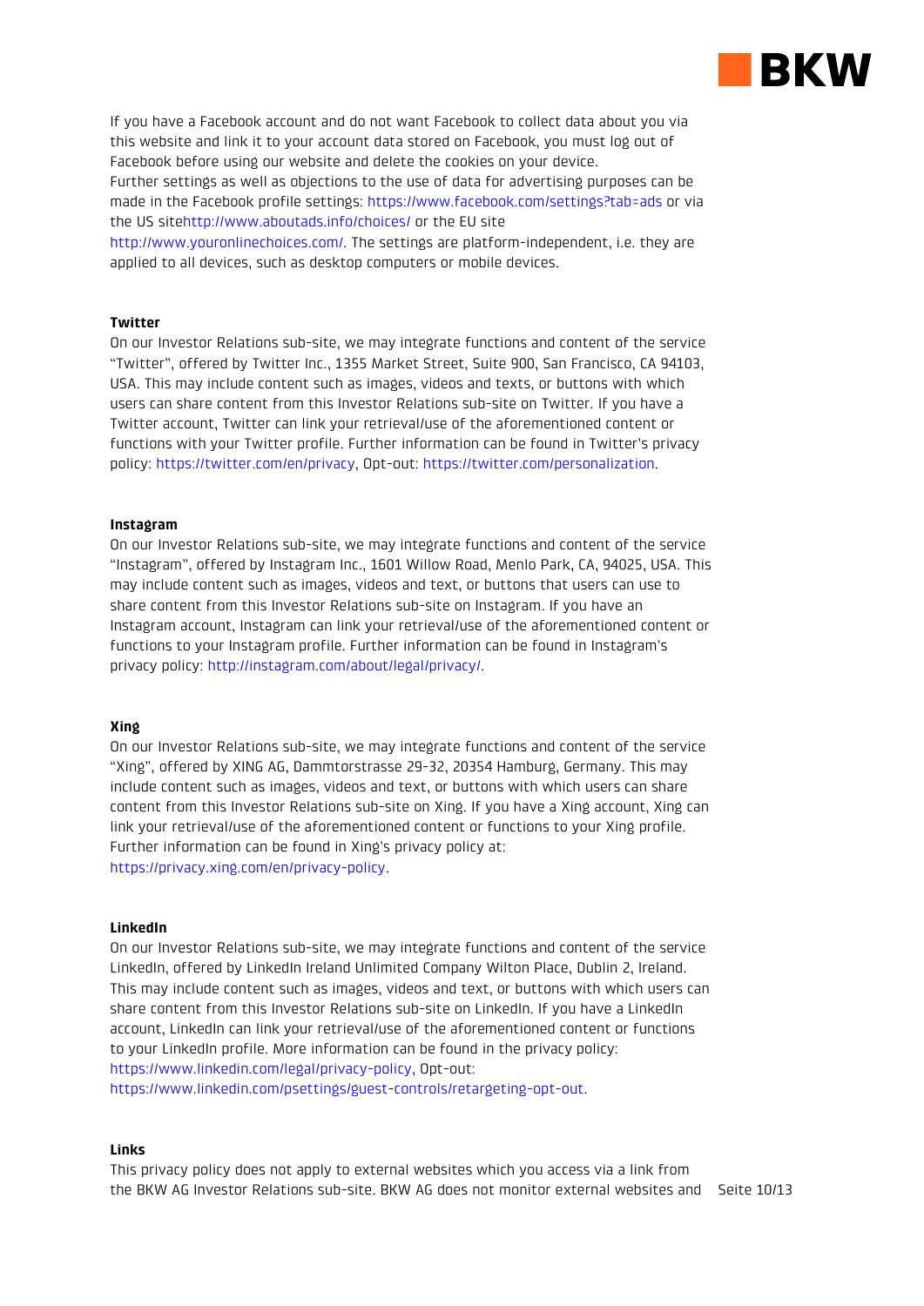If you have a Facebook account and do not want Facebook to collect data about you via this website and link it to your account data stored on Facebook, you must log out of Facebook before using our website and delete the cookies on your device.
Further settings as well as objections to the use of data for advertising purposes can be made in the Facebook profile settings: https://www.facebook.com/settings?tab=ads or via the US sitehttp://www.aboutads.info/choices/ or the EU site http://www.youronlinechoices.com/. The settings are platform-independent, i.e. they are applied to all devices, such as desktop computers or mobile devices.

**Twitter**
On our Investor Relations sub-site, we may integrate functions and content of the service "Twitter", offered by Twitter Inc., 1355 Market Street, Suite 900, San Francisco, CA 94103, USA. This may include content such as images, videos and texts, or buttons with which users can share content from this Investor Relations sub-site on Twitter. If you have a Twitter account, Twitter can link your retrieval/use of the aforementioned content or functions with your Twitter profile. Further information can be found in Twitter's privacy policy: https://twitter.com/en/privacy, Opt-out: https://twitter.com/personalization.

**Instagram**
On our Investor Relations sub-site, we may integrate functions and content of the service "Instagram", offered by Instagram Inc., 1601 Willow Road, Menlo Park, CA, 94025, USA. This may include content such as images, videos and text, or buttons that users can use to share content from this Investor Relations sub-site on Instagram. If you have an Instagram account, Instagram can link your retrieval/use of the aforementioned content or functions to your Instagram profile. Further information can be found in Instagram's privacy policy: http://instagram.com/about/legal/privacy/.

**Xing**
On our Investor Relations sub-site, we may integrate functions and content of the service "Xing", offered by XING AG, Dammtorstrasse 29-32, 20354 Hamburg, Germany. This may include content such as images, videos and text, or buttons with which users can share content from this Investor Relations sub-site on Xing. If you have a Xing account, Xing can link your retrieval/use of the aforementioned content or functions to your Xing profile. Further information can be found in Xing's privacy policy at: https://privacy.xing.com/en/privacy-policy.

**LinkedIn**
On our Investor Relations sub-site, we may integrate functions and content of the service LinkedIn, offered by LinkedIn Ireland Unlimited Company Wilton Place, Dublin 2, Ireland. This may include content such as images, videos and text, or buttons with which users can share content from this Investor Relations sub-site on LinkedIn. If you have a LinkedIn account, LinkedIn can link your retrieval/use of the aforementioned content or functions to your LinkedIn profile. More information can be found in the privacy policy: https://www.linkedin.com/legal/privacy-policy, Opt-out: https://www.linkedin.com/psettings/guest-controls/retargeting-opt-out.

**Links**
This privacy policy does not apply to external websites which you access via a link from the BKW AG Investor Relations sub-site. BKW AG does not monitor external websites and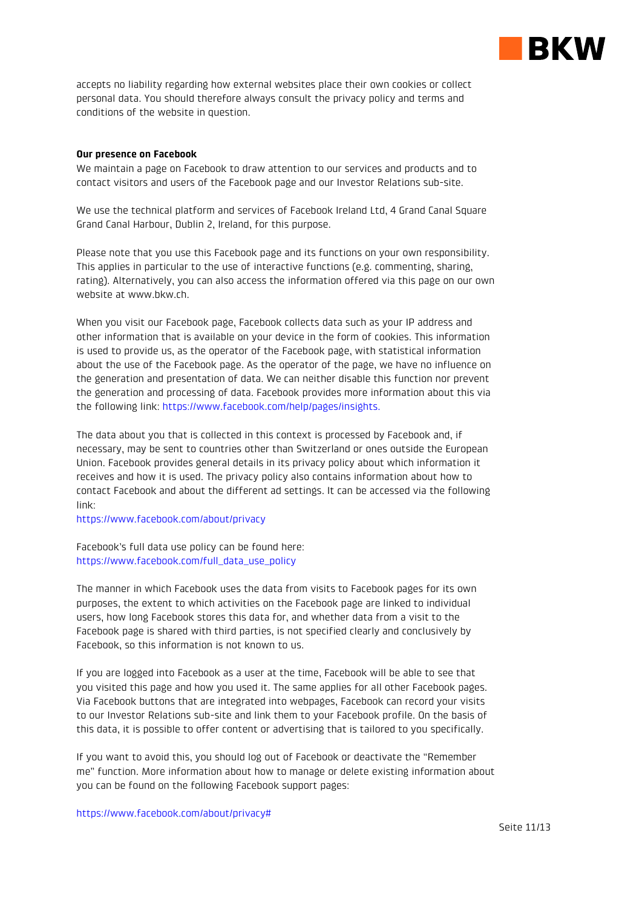accepts no liability regarding how external websites place their own cookies or collect personal data. You should therefore always consult the privacy policy and terms and conditions of the website in question.

**Our presence on Facebook**

We maintain a page on Facebook to draw attention to our services and products and to contact visitors and users of the Facebook page and our Investor Relations sub-site.

We use the technical platform and services of Facebook Ireland Ltd, 4 Grand Canal Square Grand Canal Harbour, Dublin 2, Ireland, for this purpose.

Please note that you use this Facebook page and its functions on your own responsibility. This applies in particular to the use of interactive functions (e.g. commenting, sharing, rating). Alternatively, you can also access the information offered via this page on our own website at www.bkw.ch.

When you visit our Facebook page, Facebook collects data such as your IP address and other information that is available on your device in the form of cookies. This information is used to provide us, as the operator of the Facebook page, with statistical information about the use of the Facebook page. As the operator of the page, we have no influence on the generation and presentation of data. We can neither disable this function nor prevent the generation and processing of data. Facebook provides more information about this via the following link: https://www.facebook.com/help/pages/insights.

The data about you that is collected in this context is processed by Facebook and, if necessary, may be sent to countries other than Switzerland or ones outside the European Union. Facebook provides general details in its privacy policy about which information it receives and how it is used. The privacy policy also contains information about how to contact Facebook and about the different ad settings. It can be accessed via the following link:
https://www.facebook.com/about/privacy

Facebook's full data use policy can be found here:
https://www.facebook.com/full_data_use_policy

The manner in which Facebook uses the data from visits to Facebook pages for its own purposes, the extent to which activities on the Facebook page are linked to individual users, how long Facebook stores this data for, and whether data from a visit to the Facebook page is shared with third parties, is not specified clearly and conclusively by Facebook, so this information is not known to us.

If you are logged into Facebook as a user at the time, Facebook will be able to see that you visited this page and how you used it. The same applies for all other Facebook pages. Via Facebook buttons that are integrated into webpages, Facebook can record your visits to our Investor Relations sub-site and link them to your Facebook profile. On the basis of this data, it is possible to offer content or advertising that is tailored to you specifically.

If you want to avoid this, you should log out of Facebook or deactivate the "Remember me" function. More information about how to manage or delete existing information about you can be found on the following Facebook support pages:

https://www.facebook.com/about/privacy#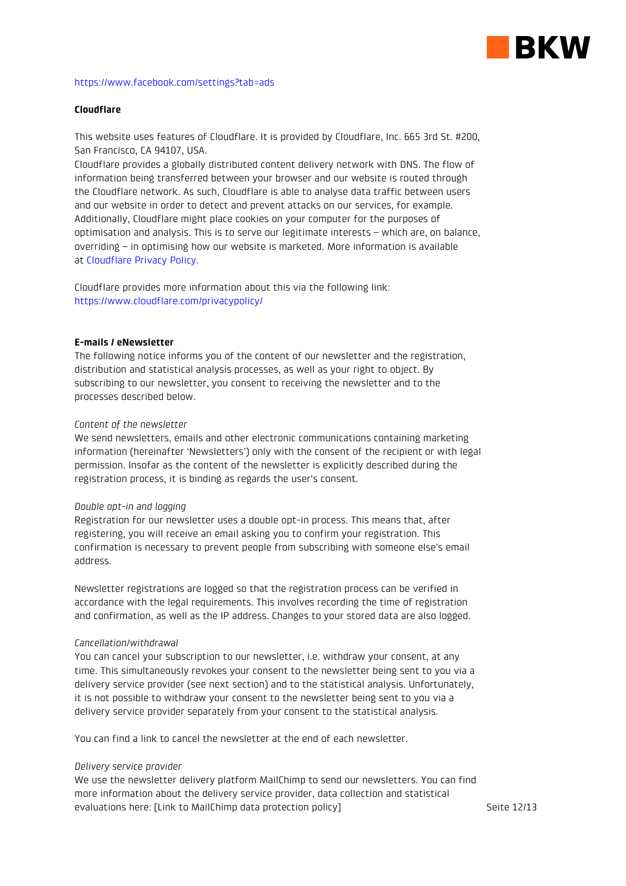https://www.facebook.com/settings?tab=ads

**Cloudflare**

This website uses features of Cloudflare. It is provided by Cloudflare, Inc. 665 3rd St. #200, San Francisco, CA 94107, USA.
Cloudflare provides a globally distributed content delivery network with DNS. The flow of information being transferred between your browser and our website is routed through the Cloudflare network. As such, Cloudflare is able to analyse data traffic between users and our website in order to detect and prevent attacks on our services, for example. Additionally, Cloudflare might place cookies on your computer for the purposes of optimisation and analysis. This is to serve our legitimate interests – which are, on balance, overriding – in optimising how our website is marketed. More information is available at Cloudflare Privacy Policy.

Cloudflare provides more information about this via the following link:
https://www.cloudflare.com/privacypolicy/

**E-mails / eNewsletter**

The following notice informs you of the content of our newsletter and the registration, distribution and statistical analysis processes, as well as your right to object. By subscribing to our newsletter, you consent to receiving the newsletter and to the processes described below.

*Content of the newsletter*

We send newsletters, emails and other electronic communications containing marketing information (hereinafter 'Newsletters') only with the consent of the recipient or with legal permission. Insofar as the content of the newsletter is explicitly described during the registration process, it is binding as regards the user's consent.

*Double opt-in and logging*

Registration for our newsletter uses a double opt-in process. This means that, after registering, you will receive an email asking you to confirm your registration. This confirmation is necessary to prevent people from subscribing with someone else's email address.

Newsletter registrations are logged so that the registration process can be verified in accordance with the legal requirements. This involves recording the time of registration and confirmation, as well as the IP address. Changes to your stored data are also logged.

*Cancellation/withdrawal*

You can cancel your subscription to our newsletter, i.e. withdraw your consent, at any time. This simultaneously revokes your consent to the newsletter being sent to you via a delivery service provider (see next section) and to the statistical analysis. Unfortunately, it is not possible to withdraw your consent to the newsletter being sent to you via a delivery service provider separately from your consent to the statistical analysis.

You can find a link to cancel the newsletter at the end of each newsletter.

*Delivery service provider*

We use the newsletter delivery platform MailChimp to send our newsletters. You can find more information about the delivery service provider, data collection and statistical evaluations here: [Link to MailChimp data protection policy]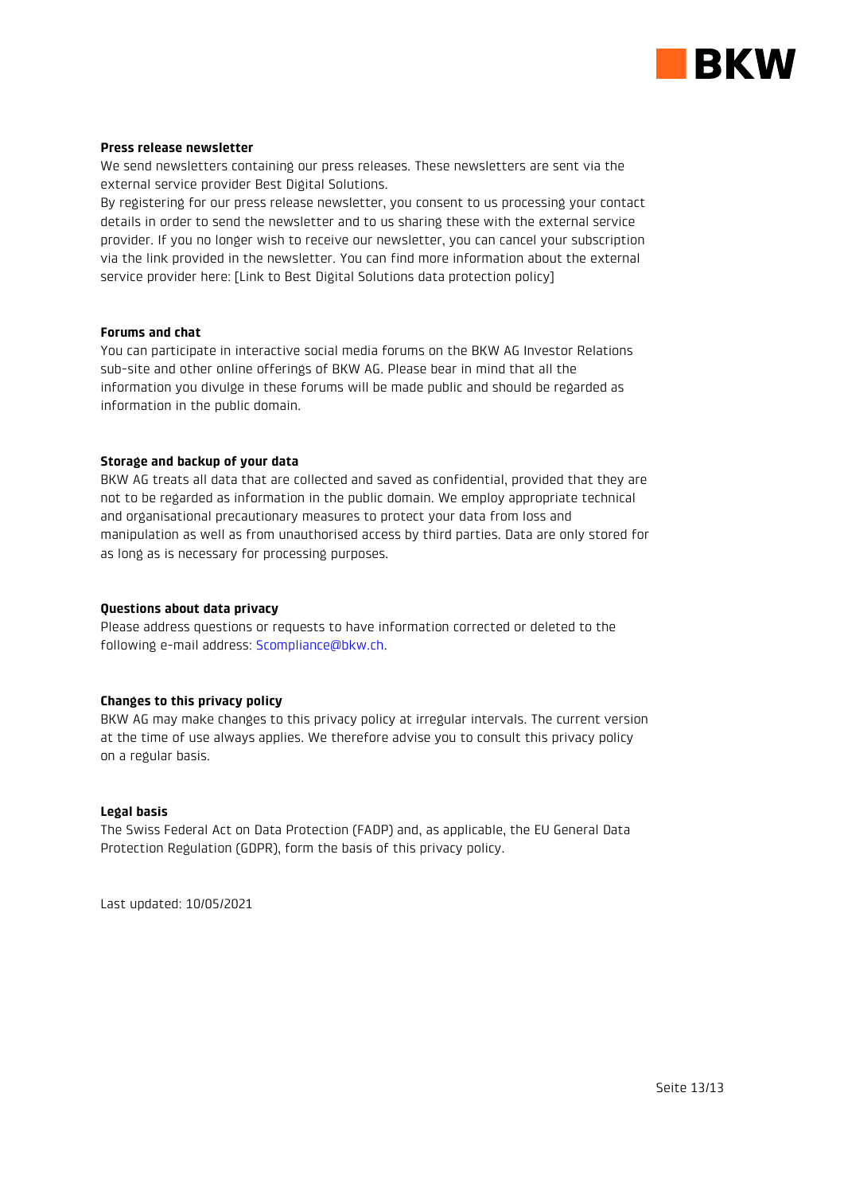**Press release newsletter**

We send newsletters containing our press releases. These newsletters are sent via the external service provider Best Digital Solutions.

By registering for our press release newsletter, you consent to us processing your contact details in order to send the newsletter and to us sharing these with the external service provider. If you no longer wish to receive our newsletter, you can cancel your subscription via the link provided in the newsletter. You can find more information about the external service provider here: [Link to Best Digital Solutions data protection policy]

**Forums and chat**

You can participate in interactive social media forums on the BKW AG Investor Relations sub-site and other online offerings of BKW AG. Please bear in mind that all the information you divulge in these forums will be made public and should be regarded as information in the public domain.

**Storage and backup of your data**

BKW AG treats all data that are collected and saved as confidential, provided that they are not to be regarded as information in the public domain. We employ appropriate technical and organisational precautionary measures to protect your data from loss and manipulation as well as from unauthorised access by third parties. Data are only stored for as long as is necessary for processing purposes.

**Questions about data privacy**

Please address questions or requests to have information corrected or deleted to the following e-mail address: Scompliance@bkw.ch.

**Changes to this privacy policy**

BKW AG may make changes to this privacy policy at irregular intervals. The current version at the time of use always applies. We therefore advise you to consult this privacy policy on a regular basis.

**Legal basis**

The Swiss Federal Act on Data Protection (FADP) and, as applicable, the EU General Data Protection Regulation (GDPR), form the basis of this privacy policy.

Last updated: 10/05/2021